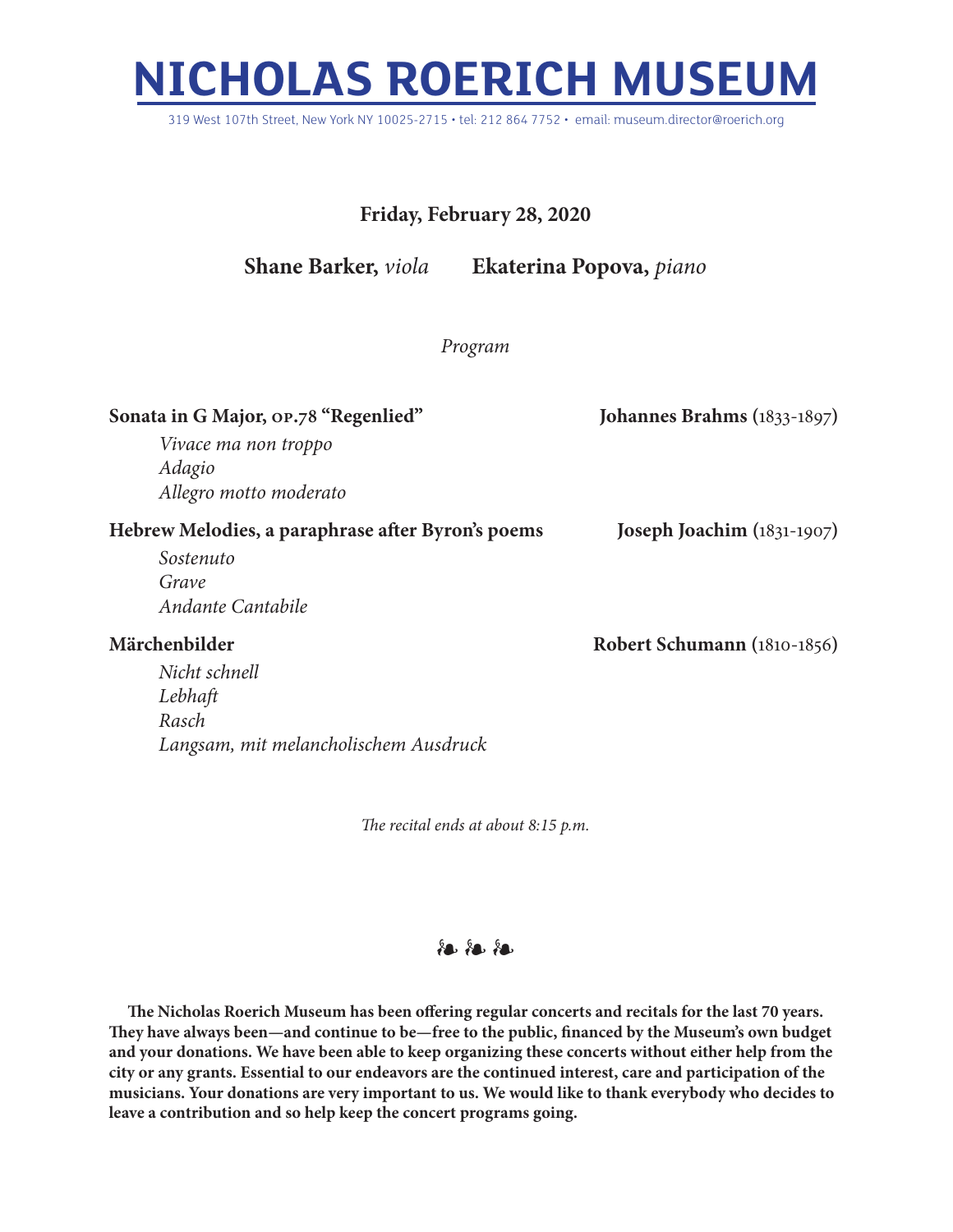# NICHOLAS ROERICH MUSEUM

319 West 107th Street, New York NY 10025-2715 • tel: 212 864 7752 • email: museum.director@roerich.org

**Friday, February 28, 2020**

**Shane Barker,** *viola* **Ekaterina Popova,** *piano*

*Program*

**Sonata in G Major, OP.78 "Regenlied"** — **Johannes Brahms** (1833-1897)

*Vivace ma non troppo*
*Adagio*
*Allegro motto moderato*

**Hebrew Melodies, a paraphrase after Byron's poems** — **Joseph Joachim** (1831-1907)

*Sostenuto*
*Grave*
*Andante Cantabile*

**Märchenbilder** — **Robert Schumann** (1810-1856)

*Nicht schnell*
*Lebhaft*
*Rasch*
*Langsam, mit melancholischem Ausdruck*

*The recital ends at about 8:15 p.m.*

❧ ❧ ❧

**The Nicholas Roerich Museum has been offering regular concerts and recitals for the last 70 years. They have always been—and continue to be—free to the public, financed by the Museum's own budget and your donations. We have been able to keep organizing these concerts without either help from the city or any grants. Essential to our endeavors are the continued interest, care and participation of the musicians. Your donations are very important to us. We would like to thank everybody who decides to leave a contribution and so help keep the concert programs going.**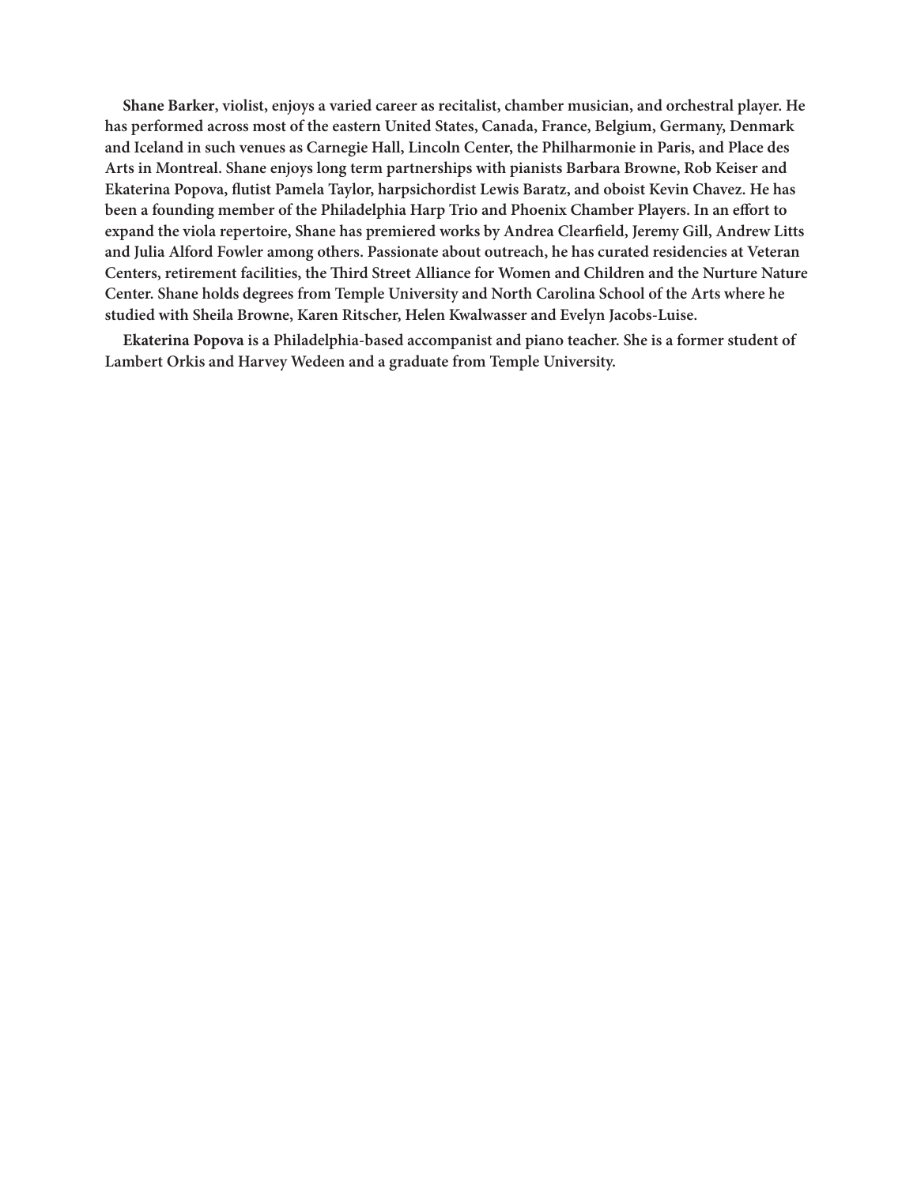**Shane Barker**, violist, enjoys a varied career as recitalist, chamber musician, and orchestral player. He has performed across most of the eastern United States, Canada, France, Belgium, Germany, Denmark and Iceland in such venues as Carnegie Hall, Lincoln Center, the Philharmonie in Paris, and Place des Arts in Montreal. Shane enjoys long term partnerships with pianists Barbara Browne, Rob Keiser and Ekaterina Popova, flutist Pamela Taylor, harpsichordist Lewis Baratz, and oboist Kevin Chavez. He has been a founding member of the Philadelphia Harp Trio and Phoenix Chamber Players. In an effort to expand the viola repertoire, Shane has premiered works by Andrea Clearfield, Jeremy Gill, Andrew Litts and Julia Alford Fowler among others. Passionate about outreach, he has curated residencies at Veteran Centers, retirement facilities, the Third Street Alliance for Women and Children and the Nurture Nature Center. Shane holds degrees from Temple University and North Carolina School of the Arts where he studied with Sheila Browne, Karen Ritscher, Helen Kwalwasser and Evelyn Jacobs-Luise.

**Ekaterina Popova** is a Philadelphia-based accompanist and piano teacher. She is a former student of Lambert Orkis and Harvey Wedeen and a graduate from Temple University.